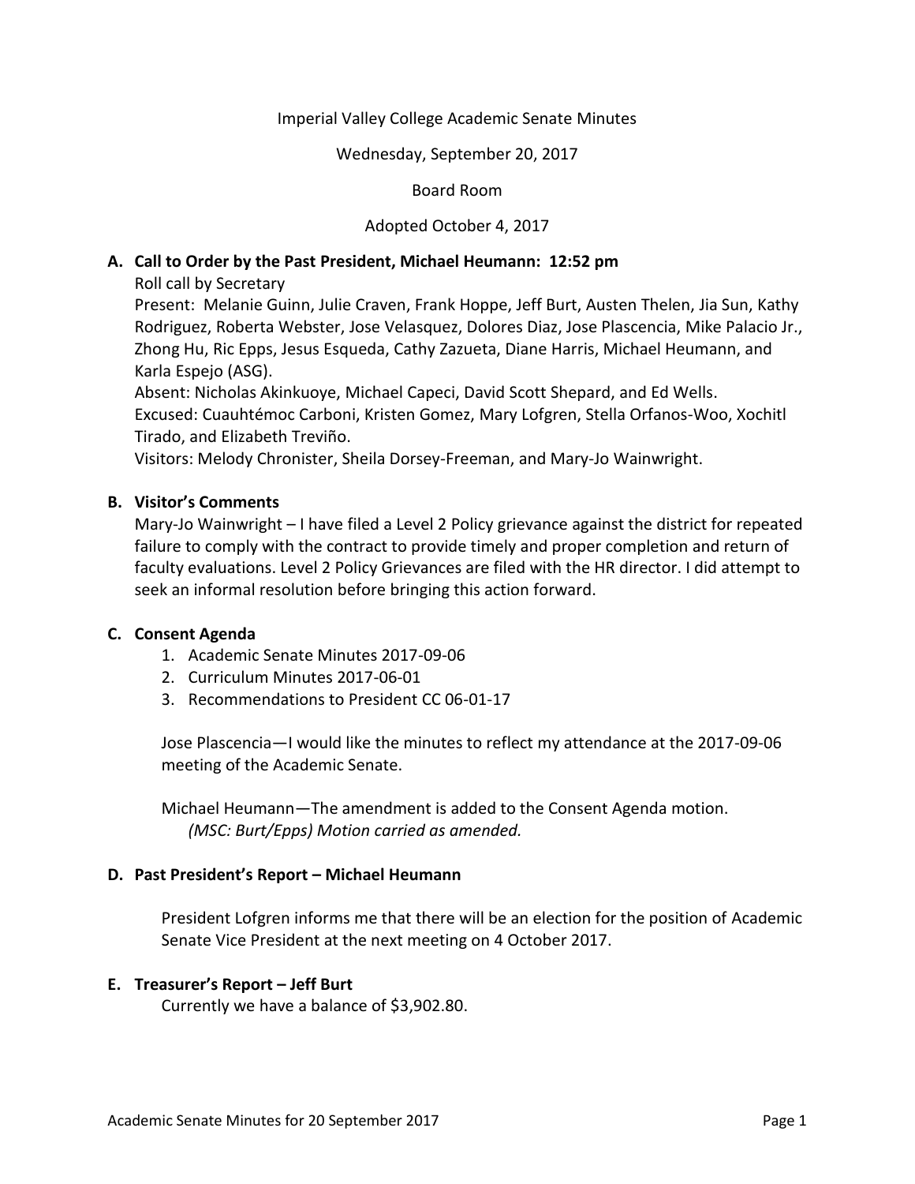Imperial Valley College Academic Senate Minutes

Wednesday, September 20, 2017

Board Room

Adopted October 4, 2017

## A. Call to Order by the Past President, Michael Heumann: 12:52 pm

Roll call by Secretary

Present: Melanie Guinn, Julie Craven, Frank Hoppe, Jeff Burt, Austen Thelen, Jia Sun, Kathy Rodriguez, Roberta Webster, Jose Velasquez, Dolores Diaz, Jose Plascencia, Mike Palacio Jr., Zhong Hu, Ric Epps, Jesus Esqueda, Cathy Zazueta, Diane Harris, Michael Heumann, and Karla Espejo (ASG).

Absent: Nicholas Akinkuoye, Michael Capeci, David Scott Shepard, and Ed Wells.

Excused: Cuauhtémoc Carboni, Kristen Gomez, Mary Lofgren, Stella Orfanos-Woo, Xochitl Tirado, and Elizabeth Treviño.

Visitors: Melody Chronister, Sheila Dorsey-Freeman, and Mary-Jo Wainwright.

## B. Visitor's Comments

Mary-Jo Wainwright – I have filed a Level 2 Policy grievance against the district for repeated failure to comply with the contract to provide timely and proper completion and return of faculty evaluations. Level 2 Policy Grievances are filed with the HR director. I did attempt to seek an informal resolution before bringing this action forward.

## C. Consent Agenda

1. Academic Senate Minutes 2017-09-06
2. Curriculum Minutes 2017-06-01
3. Recommendations to President CC 06-01-17

Jose Plascencia—I would like the minutes to reflect my attendance at the 2017-09-06 meeting of the Academic Senate.

Michael Heumann—The amendment is added to the Consent Agenda motion.
*(MSC: Burt/Epps) Motion carried as amended.*

## D. Past President's Report – Michael Heumann

President Lofgren informs me that there will be an election for the position of Academic Senate Vice President at the next meeting on 4 October 2017.

## E. Treasurer's Report – Jeff Burt

Currently we have a balance of $3,902.80.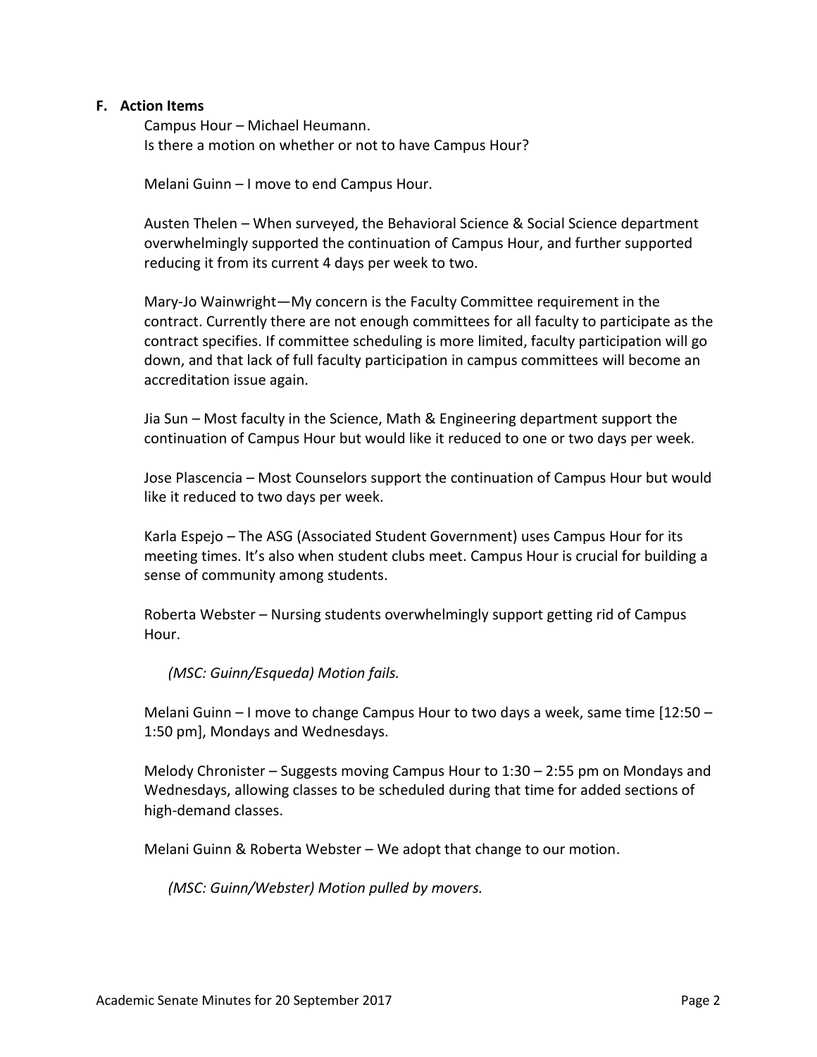### F. Action Items

Campus Hour – Michael Heumann.
Is there a motion on whether or not to have Campus Hour?

Melani Guinn – I move to end Campus Hour.

Austen Thelen – When surveyed, the Behavioral Science & Social Science department overwhelmingly supported the continuation of Campus Hour, and further supported reducing it from its current 4 days per week to two.

Mary-Jo Wainwright—My concern is the Faculty Committee requirement in the contract. Currently there are not enough committees for all faculty to participate as the contract specifies. If committee scheduling is more limited, faculty participation will go down, and that lack of full faculty participation in campus committees will become an accreditation issue again.

Jia Sun – Most faculty in the Science, Math & Engineering department support the continuation of Campus Hour but would like it reduced to one or two days per week.

Jose Plascencia – Most Counselors support the continuation of Campus Hour but would like it reduced to two days per week.

Karla Espejo – The ASG (Associated Student Government) uses Campus Hour for its meeting times. It's also when student clubs meet. Campus Hour is crucial for building a sense of community among students.

Roberta Webster – Nursing students overwhelmingly support getting rid of Campus Hour.

*(MSC: Guinn/Esqueda) Motion fails.*

Melani Guinn – I move to change Campus Hour to two days a week, same time [12:50 – 1:50 pm], Mondays and Wednesdays.

Melody Chronister – Suggests moving Campus Hour to 1:30 – 2:55 pm on Mondays and Wednesdays, allowing classes to be scheduled during that time for added sections of high-demand classes.

Melani Guinn & Roberta Webster – We adopt that change to our motion.

*(MSC: Guinn/Webster) Motion pulled by movers.*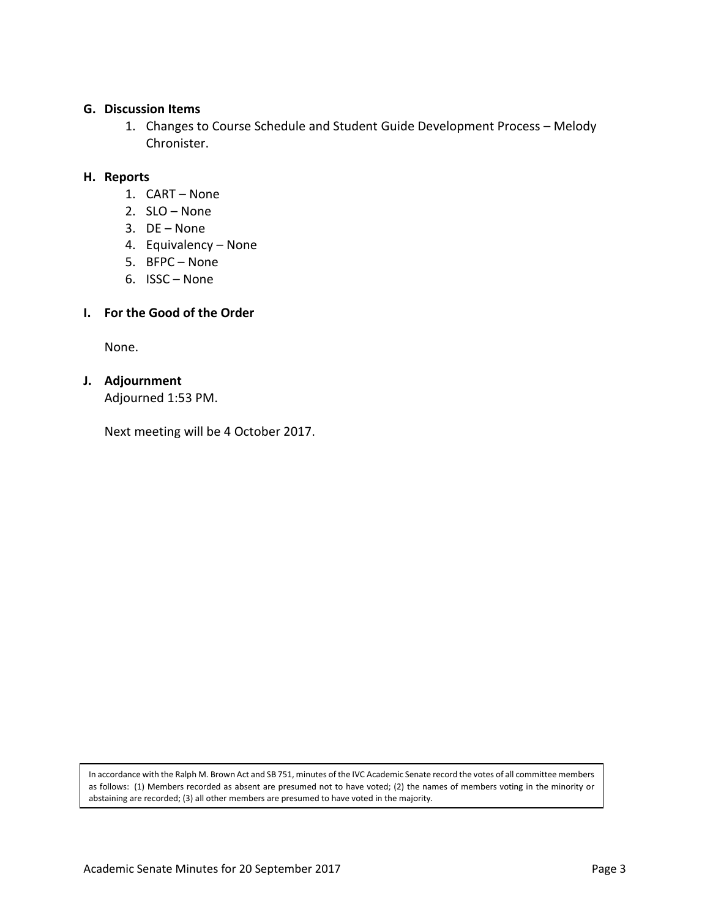## G. Discussion Items

1. Changes to Course Schedule and Student Guide Development Process – Melody Chronister.

## H. Reports

1. CART – None
2. SLO – None
3. DE – None
4. Equivalency – None
5. BFPC – None
6. ISSC – None

## I. For the Good of the Order

None.

## J. Adjournment

Adjourned 1:53 PM.

Next meeting will be 4 October 2017.

In accordance with the Ralph M. Brown Act and SB 751, minutes of the IVC Academic Senate record the votes of all committee members as follows: (1) Members recorded as absent are presumed not to have voted; (2) the names of members voting in the minority or abstaining are recorded; (3) all other members are presumed to have voted in the majority.